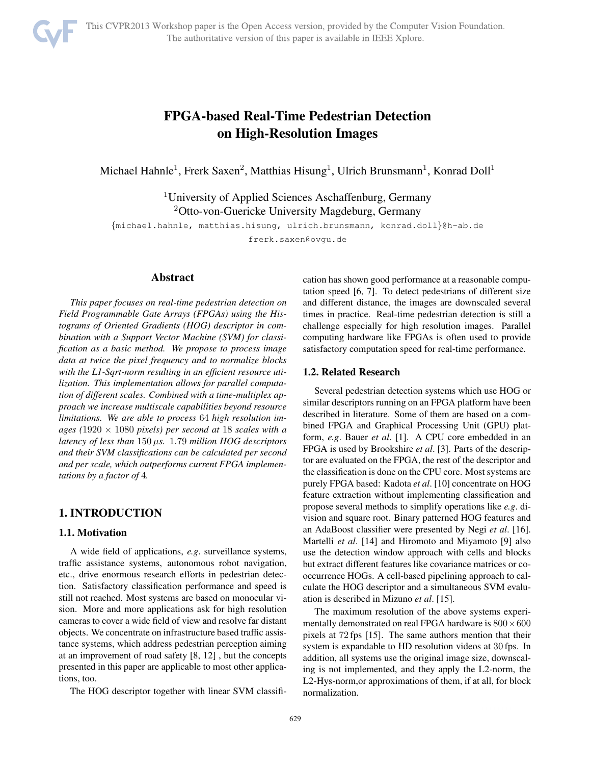# FPGA-based Real-Time Pedestrian Detection on High-Resolution Images

Michael Hahnle[1], Frerk Saxen[2], Matthias Hisung[1], Ulrich Brunsmann[1], Konrad Doll[1]

[1]University of Applied Sciences Aschaffenburg, Germany
[2]Otto-von-Guericke University Magdeburg, Germany

{michael.hahnle, matthias.hisung, ulrich.brunsmann, konrad.doll}@h-ab.de
frerk.saxen@ovgu.de

## Abstract

*This paper focuses on real-time pedestrian detection on Field Programmable Gate Arrays (FPGAs) using the Histograms of Oriented Gradients (HOG) descriptor in combination with a Support Vector Machine (SVM) for classification as a basic method. We propose to process image data at twice the pixel frequency and to normalize blocks with the L1-Sqrt-norm resulting in an efficient resource utilization. This implementation allows for parallel computation of different scales. Combined with a time-multiplex approach we increase multiscale capabilities beyond resource limitations. We are able to process* 64 *high resolution images (*$1920 \times 1080$ *pixels) per second at* 18 *scales with a latency of less than* $150\,\mu s$*.* 1.79 *million HOG descriptors and their SVM classifications can be calculated per second and per scale, which outperforms current FPGA implementations by a factor of* 4*.*

## 1. INTRODUCTION

### 1.1. Motivation

A wide field of applications, *e.g*. surveillance systems, traffic assistance systems, autonomous robot navigation, etc., drive enormous research efforts in pedestrian detection. Satisfactory classification performance and speed is still not reached. Most systems are based on monocular vision. More and more applications ask for high resolution cameras to cover a wide field of view and resolve far distant objects. We concentrate on infrastructure based traffic assistance systems, which address pedestrian perception aiming at an improvement of road safety [8, 12] , but the concepts presented in this paper are applicable to most other applications, too.

The HOG descriptor together with linear SVM classification has shown good performance at a reasonable computation speed [6, 7]. To detect pedestrians of different size and different distance, the images are downscaled several times in practice. Real-time pedestrian detection is still a challenge especially for high resolution images. Parallel computing hardware like FPGAs is often used to provide satisfactory computation speed for real-time performance.

### 1.2. Related Research

Several pedestrian detection systems which use HOG or similar descriptors running on an FPGA platform have been described in literature. Some of them are based on a combined FPGA and Graphical Processing Unit (GPU) platform, *e.g*. Bauer *et al*. [1]. A CPU core embedded in an FPGA is used by Brookshire *et al*. [3]. Parts of the descriptor are evaluated on the FPGA, the rest of the descriptor and the classification is done on the CPU core. Most systems are purely FPGA based: Kadota *et al*. [10] concentrate on HOG feature extraction without implementing classification and propose several methods to simplify operations like *e.g*. division and square root. Binary patterned HOG features and an AdaBoost classifier were presented by Negi *et al*. [16]. Martelli *et al*. [14] and Hiromoto and Miyamoto [9] also use the detection window approach with cells and blocks but extract different features like covariance matrices or co-occurrence HOGs. A cell-based pipelining approach to calculate the HOG descriptor and a simultaneous SVM evaluation is described in Mizuno *et al*. [15].

The maximum resolution of the above systems experimentally demonstrated on real FPGA hardware is $800 \times 600$ pixels at 72 fps [15]. The same authors mention that their system is expandable to HD resolution videos at 30 fps. In addition, all systems use the original image size, downscaling is not implemented, and they apply the L2-norm, the L2-Hys-norm,or approximations of them, if at all, for block normalization.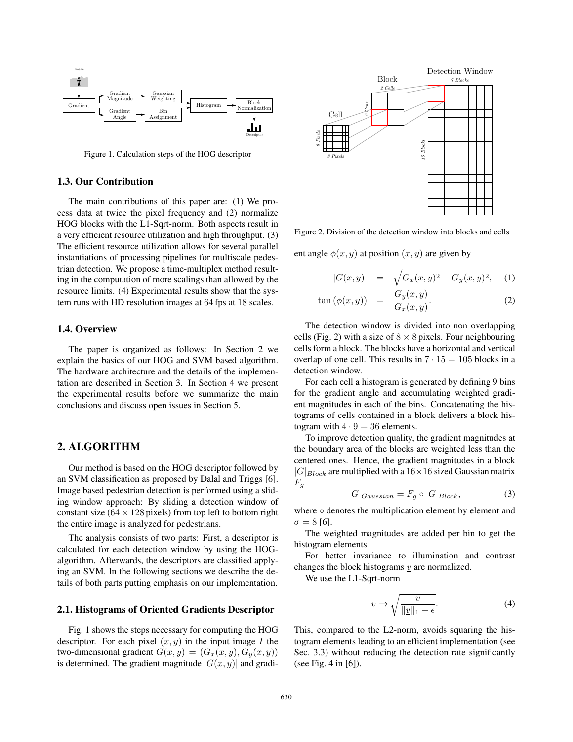Figure 1. Calculation steps of the HOG descriptor

### 1.3. Our Contribution

The main contributions of this paper are: (1) We process data at twice the pixel frequency and (2) normalize HOG blocks with the L1-Sqrt-norm. Both aspects result in a very efficient resource utilization and high throughput. (3) The efficient resource utilization allows for several parallel instantiations of processing pipelines for multiscale pedestrian detection. We propose a time-multiplex method resulting in the computation of more scalings than allowed by the resource limits. (4) Experimental results show that the system runs with HD resolution images at 64 fps at 18 scales.

### 1.4. Overview

The paper is organized as follows: In Section 2 we explain the basics of our HOG and SVM based algorithm. The hardware architecture and the details of the implementation are described in Section 3. In Section 4 we present the experimental results before we summarize the main conclusions and discuss open issues in Section 5.

## 2. ALGORITHM

Our method is based on the HOG descriptor followed by an SVM classification as proposed by Dalal and Triggs [6]. Image based pedestrian detection is performed using a sliding window approach: By sliding a detection window of constant size ($64 \times 128$ pixels) from top left to bottom right the entire image is analyzed for pedestrians.

The analysis consists of two parts: First, a descriptor is calculated for each detection window by using the HOG-algorithm. Afterwards, the descriptors are classified applying an SVM. In the following sections we describe the details of both parts putting emphasis on our implementation.

### 2.1. Histograms of Oriented Gradients Descriptor

Fig. 1 shows the steps necessary for computing the HOG descriptor. For each pixel $(x, y)$ in the input image $I$ the two-dimensional gradient $G(x, y) = (G_x(x, y), G_y(x, y))$ is determined. The gradient magnitude $|G(x, y)|$ and gradient angle $\phi(x, y)$ at position $(x, y)$ are given by

$$|G(x, y)| = \sqrt{G_x(x, y)^2 + G_y(x, y)^2}, \quad (1)$$

$$\tan(\phi(x, y)) = \frac{G_y(x, y)}{G_x(x, y)}. \quad (2)$$

Figure 2. Division of the detection window into blocks and cells

The detection window is divided into non overlapping cells (Fig. 2) with a size of $8 \times 8$ pixels. Four neighbouring cells form a block. The blocks have a horizontal and vertical overlap of one cell. This results in $7 \cdot 15 = 105$ blocks in a detection window.

For each cell a histogram is generated by defining 9 bins for the gradient angle and accumulating weighted gradient magnitudes in each of the bins. Concatenating the histograms of cells contained in a block delivers a block histogram with $4 \cdot 9 = 36$ elements.

To improve detection quality, the gradient magnitudes at the boundary area of the blocks are weighted less than the centered ones. Hence, the gradient magnitudes in a block $|G|_{Block}$ are multiplied with a $16 \times 16$ sized Gaussian matrix $F_g$

$$|G|_{Gaussian} = F_g \circ |G|_{Block}, \quad (3)$$

where $\circ$ denotes the multiplication element by element and $\sigma = 8$ [6].

The weighted magnitudes are added per bin to get the histogram elements.

For better invariance to illumination and contrast changes the block histograms $\underline{v}$ are normalized.

We use the L1-Sqrt-norm

$$\underline{v} \rightarrow \sqrt{\frac{\underline{v}}{\|\underline{v}\|_1 + \epsilon}}. \quad (4)$$

This, compared to the L2-norm, avoids squaring the histogram elements leading to an efficient implementation (see Sec. 3.3) without reducing the detection rate significantly (see Fig. 4 in [6]).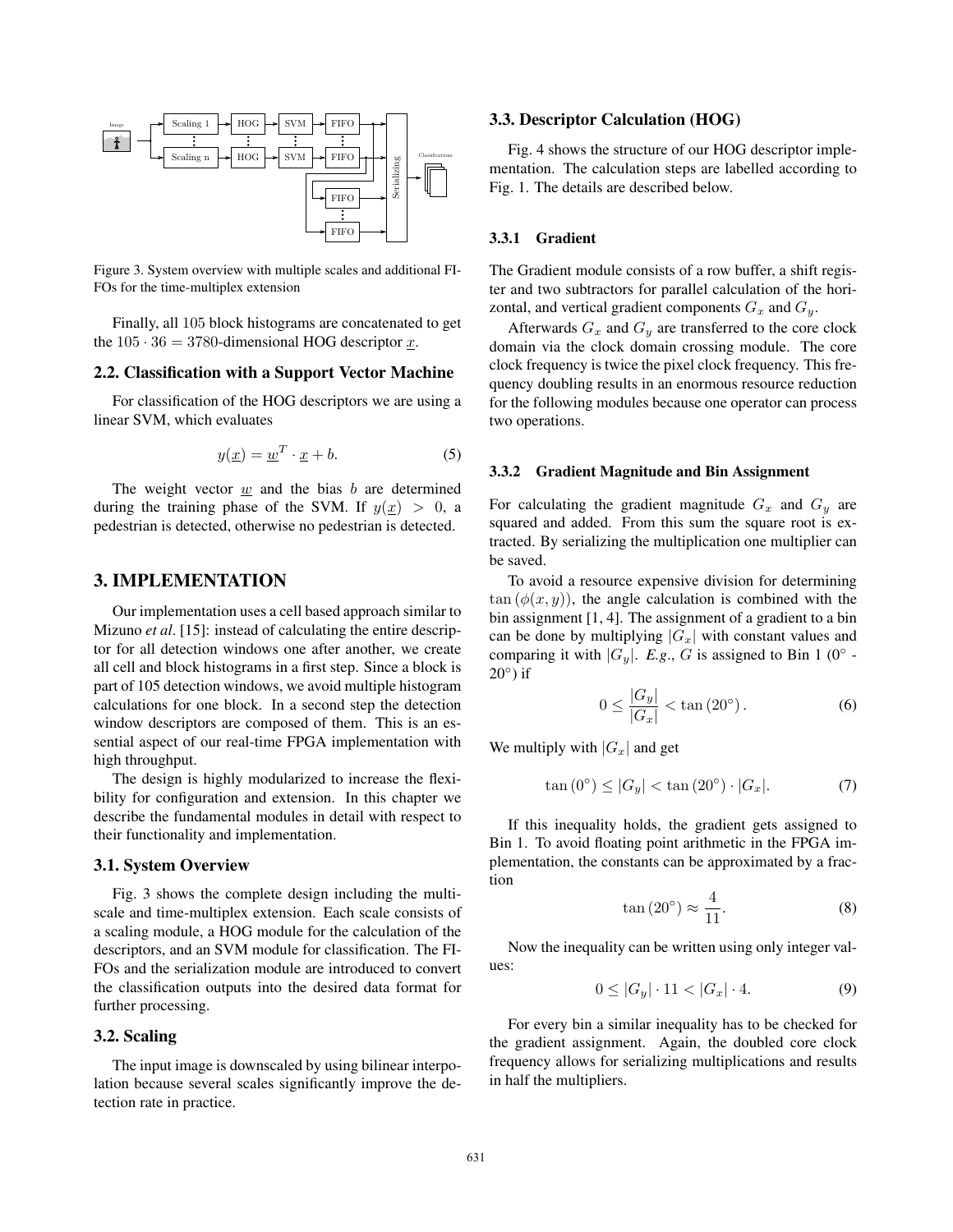Figure 3. System overview with multiple scales and additional FIFOs for the time-multiplex extension

Finally, all 105 block histograms are concatenated to get the $105 \cdot 36 = 3780$-dimensional HOG descriptor $\underline{x}$.

### 2.2. Classification with a Support Vector Machine

For classification of the HOG descriptors we are using a linear SVM, which evaluates

$$y(\underline{x}) = \underline{w}^T \cdot \underline{x} + b. \tag{5}$$

The weight vector $\underline{w}$ and the bias $b$ are determined during the training phase of the SVM. If $y(\underline{x}) > 0$, a pedestrian is detected, otherwise no pedestrian is detected.

## 3. IMPLEMENTATION

Our implementation uses a cell based approach similar to Mizuno *et al*. [15]: instead of calculating the entire descriptor for all detection windows one after another, we create all cell and block histograms in a first step. Since a block is part of 105 detection windows, we avoid multiple histogram calculations for one block. In a second step the detection window descriptors are composed of them. This is an essential aspect of our real-time FPGA implementation with high throughput.

The design is highly modularized to increase the flexibility for configuration and extension. In this chapter we describe the fundamental modules in detail with respect to their functionality and implementation.

### 3.1. System Overview

Fig. 3 shows the complete design including the multiscale and time-multiplex extension. Each scale consists of a scaling module, a HOG module for the calculation of the descriptors, and an SVM module for classification. The FIFOs and the serialization module are introduced to convert the classification outputs into the desired data format for further processing.

### 3.2. Scaling

The input image is downscaled by using bilinear interpolation because several scales significantly improve the detection rate in practice.

### 3.3. Descriptor Calculation (HOG)

Fig. 4 shows the structure of our HOG descriptor implementation. The calculation steps are labelled according to Fig. 1. The details are described below.

#### 3.3.1 Gradient

The Gradient module consists of a row buffer, a shift register and two subtractors for parallel calculation of the horizontal, and vertical gradient components $G_x$ and $G_y$.

Afterwards $G_x$ and $G_y$ are transferred to the core clock domain via the clock domain crossing module. The core clock frequency is twice the pixel clock frequency. This frequency doubling results in an enormous resource reduction for the following modules because one operator can process two operations.

#### 3.3.2 Gradient Magnitude and Bin Assignment

For calculating the gradient magnitude $G_x$ and $G_y$ are squared and added. From this sum the square root is extracted. By serializing the multiplication one multiplier can be saved.

To avoid a resource expensive division for determining $\tan(\phi(x, y))$, the angle calculation is combined with the bin assignment [1, 4]. The assignment of a gradient to a bin can be done by multiplying $|G_x|$ with constant values and comparing it with $|G_y|$. *E.g.*, $G$ is assigned to Bin 1 ($0°$ - $20°$) if

$$0 \leq \frac{|G_y|}{|G_x|} < \tan(20°). \tag{6}$$

We multiply with $|G_x|$ and get

$$\tan(0°) \leq |G_y| < \tan(20°) \cdot |G_x|. \tag{7}$$

If this inequality holds, the gradient gets assigned to Bin 1. To avoid floating point arithmetic in the FPGA implementation, the constants can be approximated by a fraction

$$\tan(20°) \approx \frac{4}{11}. \tag{8}$$

Now the inequality can be written using only integer values:

$$0 \leq |G_y| \cdot 11 < |G_x| \cdot 4. \tag{9}$$

For every bin a similar inequality has to be checked for the gradient assignment. Again, the doubled core clock frequency allows for serializing multiplications and results in half the multipliers.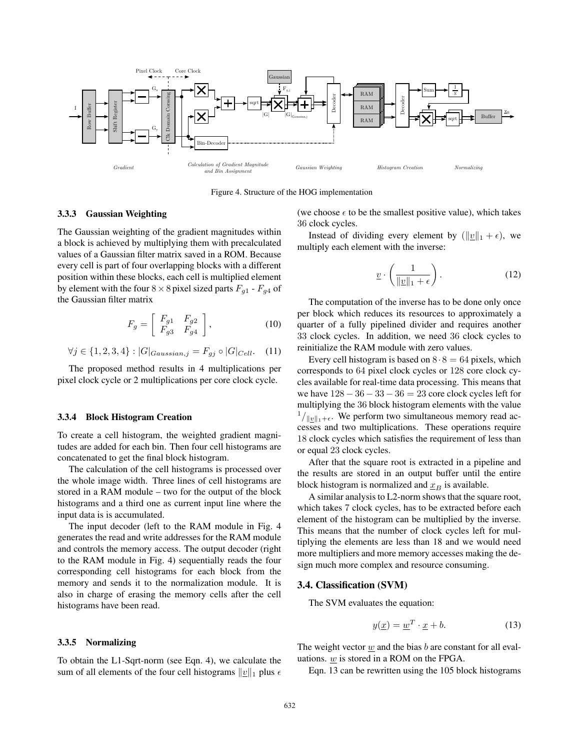Figure 4. Structure of the HOG implementation

#### 3.3.3 Gaussian Weighting

The Gaussian weighting of the gradient magnitudes within a block is achieved by multiplying them with precalculated values of a Gaussian filter matrix saved in a ROM. Because every cell is part of four overlapping blocks with a different position within these blocks, each cell is multiplied element by element with the four $8 \times 8$ pixel sized parts $F_{g1}$ - $F_{g4}$ of the Gaussian filter matrix

$$F_g = \begin{bmatrix} F_{g1} & F_{g2} \\ F_{g3} & F_{g4} \end{bmatrix}, \tag{10}$$

$$\forall j \in \{1, 2, 3, 4\} : |G|_{Gaussian,j} = F_{gj} \circ |G|_{Cell}. \tag{11}$$

The proposed method results in 4 multiplications per pixel clock cycle or 2 multiplications per core clock cycle.

#### 3.3.4 Block Histogram Creation

To create a cell histogram, the weighted gradient magnitudes are added for each bin. Then four cell histograms are concatenated to get the final block histogram.

The calculation of the cell histograms is processed over the whole image width. Three lines of cell histograms are stored in a RAM module – two for the output of the block histograms and a third one as current input line where the input data is is accumulated.

The input decoder (left to the RAM module in Fig. 4 generates the read and write addresses for the RAM module and controls the memory access. The output decoder (right to the RAM module in Fig. 4) sequentially reads the four corresponding cell histograms for each block from the memory and sends it to the normalization module. It is also in charge of erasing the memory cells after the cell histograms have been read.

#### 3.3.5 Normalizing

To obtain the L1-Sqrt-norm (see Eqn. 4), we calculate the sum of all elements of the four cell histograms $\|\underline{v}\|_1$ plus $\epsilon$ (we choose $\epsilon$ to be the smallest positive value), which takes 36 clock cycles.

Instead of dividing every element by $(\|\underline{v}\|_1 + \epsilon)$, we multiply each element with the inverse:

$$\underline{v} \cdot \left( \frac{1}{\|\underline{v}\|_1 + \epsilon} \right). \tag{12}$$

The computation of the inverse has to be done only once per block which reduces its resources to approximately a quarter of a fully pipelined divider and requires another 33 clock cycles. In addition, we need 36 clock cycles to reinitialize the RAM module with zero values.

Every cell histogram is based on $8 \cdot 8 = 64$ pixels, which corresponds to 64 pixel clock cycles or 128 core clock cycles available for real-time data processing. This means that we have $128 - 36 - 33 - 36 = 23$ core clock cycles left for multiplying the 36 block histogram elements with the value ${}^{1}/_{\|\underline{v}\|_1+\epsilon}$. We perform two simultaneous memory read accesses and two multiplications. These operations require 18 clock cycles which satisfies the requirement of less than or equal 23 clock cycles.

After that the square root is extracted in a pipeline and the results are stored in an output buffer until the entire block histogram is normalized and $\underline{x}_B$ is available.

A similar analysis to L2-norm shows that the square root, which takes 7 clock cycles, has to be extracted before each element of the histogram can be multiplied by the inverse. This means that the number of clock cycles left for multiplying the elements are less than 18 and we would need more multipliers and more memory accesses making the design much more complex and resource consuming.

### 3.4. Classification (SVM)

The SVM evaluates the equation:

$$y(\underline{x}) = \underline{w}^T \cdot \underline{x} + b. \tag{13}$$

The weight vector $\underline{w}$ and the bias $b$ are constant for all evaluations. $\underline{w}$ is stored in a ROM on the FPGA.

Eqn. 13 can be rewritten using the 105 block histograms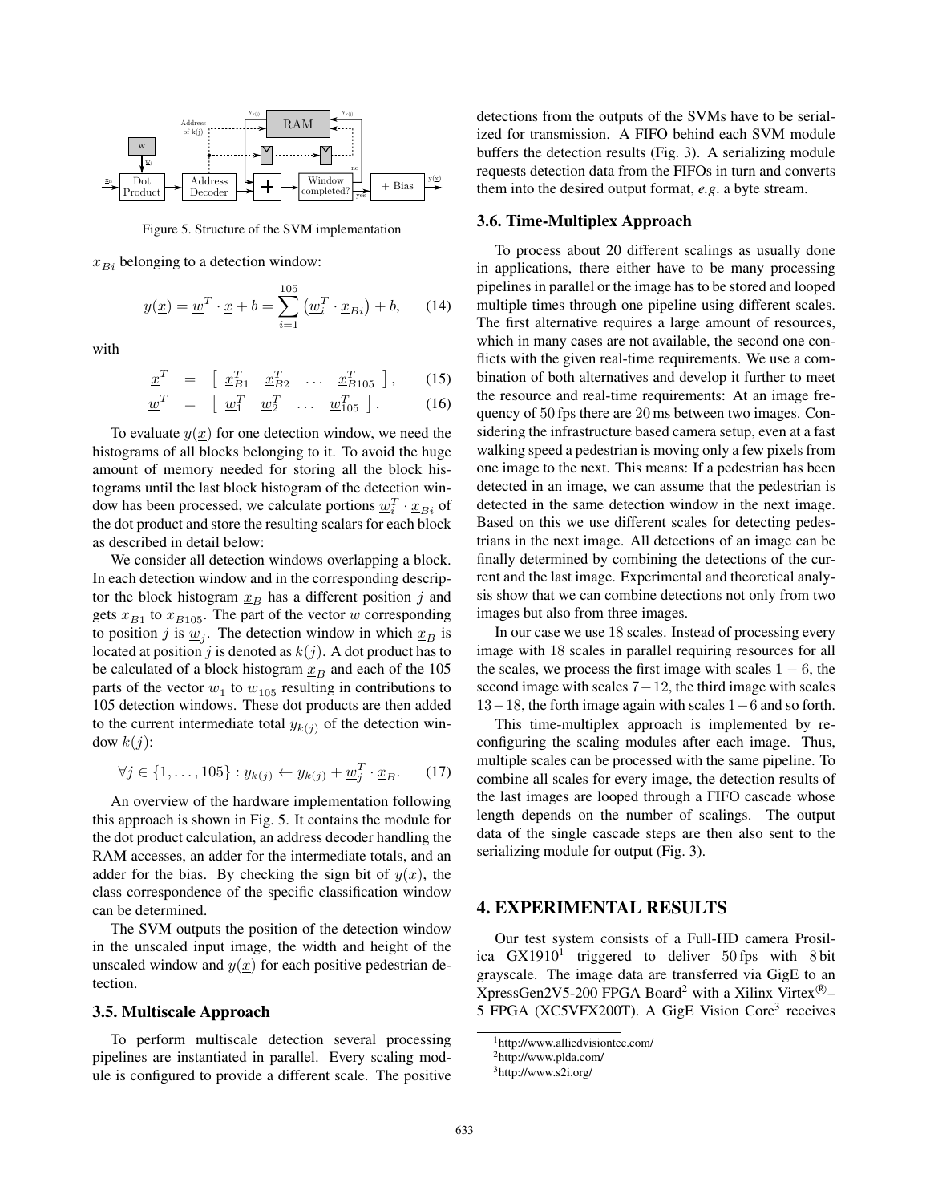Figure 5. Structure of the SVM implementation

$\underline{x}_{Bi}$ belonging to a detection window:

$$y(\underline{x}) = \underline{w}^T \cdot \underline{x} + b = \sum_{i=1}^{105} \left( \underline{w}_i^T \cdot \underline{x}_{Bi} \right) + b, \qquad (14)$$

with

$$\underline{x}^T = \left[ \begin{array}{cccc} \underline{x}_{B1}^T & \underline{x}_{B2}^T & \ldots & \underline{x}_{B105}^T \end{array} \right], \qquad (15)$$

$$\underline{w}^T = \left[ \begin{array}{cccc} \underline{w}_1^T & \underline{w}_2^T & \ldots & \underline{w}_{105}^T \end{array} \right]. \qquad (16)$$

To evaluate $y(\underline{x})$ for one detection window, we need the histograms of all blocks belonging to it. To avoid the huge amount of memory needed for storing all the block histograms until the last block histogram of the detection window has been processed, we calculate portions $\underline{w}_i^T \cdot \underline{x}_{Bi}$ of the dot product and store the resulting scalars for each block as described in detail below:

We consider all detection windows overlapping a block. In each detection window and in the corresponding descriptor the block histogram $\underline{x}_B$ has a different position $j$ and gets $\underline{x}_{B1}$ to $\underline{x}_{B105}$. The part of the vector $\underline{w}$ corresponding to position $j$ is $\underline{w}_j$. The detection window in which $\underline{x}_B$ is located at position $j$ is denoted as $k(j)$. A dot product has to be calculated of a block histogram $\underline{x}_B$ and each of the 105 parts of the vector $\underline{w}_1$ to $\underline{w}_{105}$ resulting in contributions to 105 detection windows. These dot products are then added to the current intermediate total $y_{k(j)}$ of the detection window $k(j)$:

$$\forall j \in \{1, \ldots, 105\} : y_{k(j)} \leftarrow y_{k(j)} + \underline{w}_j^T \cdot \underline{x}_B. \qquad (17)$$

An overview of the hardware implementation following this approach is shown in Fig. 5. It contains the module for the dot product calculation, an address decoder handling the RAM accesses, an adder for the intermediate totals, and an adder for the bias. By checking the sign bit of $y(\underline{x})$, the class correspondence of the specific classification window can be determined.

The SVM outputs the position of the detection window in the unscaled input image, the width and height of the unscaled window and $y(\underline{x})$ for each positive pedestrian detection.

### 3.5. Multiscale Approach

To perform multiscale detection several processing pipelines are instantiated in parallel. Every scaling module is configured to provide a different scale. The positive detections from the outputs of the SVMs have to be serialized for transmission. A FIFO behind each SVM module buffers the detection results (Fig. 3). A serializing module requests detection data from the FIFOs in turn and converts them into the desired output format, *e.g*. a byte stream.

### 3.6. Time-Multiplex Approach

To process about 20 different scalings as usually done in applications, there either have to be many processing pipelines in parallel or the image has to be stored and looped multiple times through one pipeline using different scales. The first alternative requires a large amount of resources, which in many cases are not available, the second one conflicts with the given real-time requirements. We use a combination of both alternatives and develop it further to meet the resource and real-time requirements: At an image frequency of 50 fps there are 20 ms between two images. Considering the infrastructure based camera setup, even at a fast walking speed a pedestrian is moving only a few pixels from one image to the next. This means: If a pedestrian has been detected in an image, we can assume that the pedestrian is detected in the same detection window in the next image. Based on this we use different scales for detecting pedestrians in the next image. All detections of an image can be finally determined by combining the detections of the current and the last image. Experimental and theoretical analysis show that we can combine detections not only from two images but also from three images.

In our case we use 18 scales. Instead of processing every image with 18 scales in parallel requiring resources for all the scales, we process the first image with scales $1-6$, the second image with scales $7-12$, the third image with scales $13-18$, the forth image again with scales $1-6$ and so forth.

This time-multiplex approach is implemented by reconfiguring the scaling modules after each image. Thus, multiple scales can be processed with the same pipeline. To combine all scales for every image, the detection results of the last images are looped through a FIFO cascade whose length depends on the number of scalings. The output data of the single cascade steps are then also sent to the serializing module for output (Fig. 3).

## 4. EXPERIMENTAL RESULTS

Our test system consists of a Full-HD camera Prosilica GX1910[1] triggered to deliver 50 fps with 8 bit grayscale. The image data are transferred via GigE to an XpressGen2V5-200 FPGA Board[2] with a Xilinx Virtex®–5 FPGA (XC5VFX200T). A GigE Vision Core[3] receives

[1] http://www.alliedvisiontec.com/

[2] http://www.plda.com/

[3] http://www.s2i.org/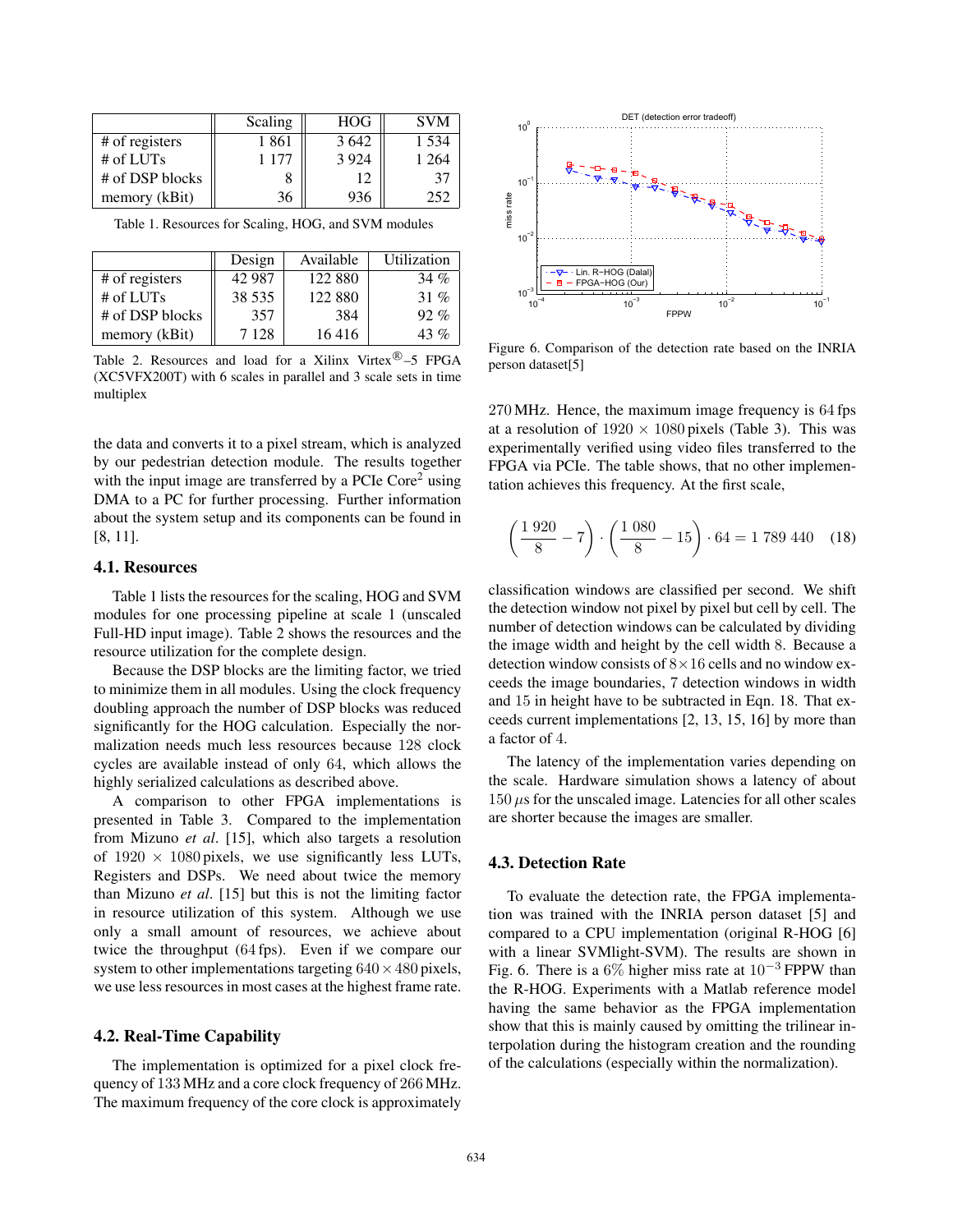|  | Scaling | HOG | SVM |
|---|---|---|---|
| # of registers | 1 861 | 3 642 | 1 534 |
| # of LUTs | 1 177 | 3 924 | 1 264 |
| # of DSP blocks | 8 | 12 | 37 |
| memory (kBit) | 36 | 936 | 252 |

Table 1. Resources for Scaling, HOG, and SVM modules

|  | Design | Available | Utilization |
|---|---|---|---|
| # of registers | 42 987 | 122 880 | 34 % |
| # of LUTs | 38 535 | 122 880 | 31 % |
| # of DSP blocks | 357 | 384 | 92 % |
| memory (kBit) | 7 128 | 16 416 | 43 % |

Table 2. Resources and load for a Xilinx Virtex®–5 FPGA (XC5VFX200T) with 6 scales in parallel and 3 scale sets in time multiplex

the data and converts it to a pixel stream, which is analyzed by our pedestrian detection module. The results together with the input image are transferred by a PCIe Core[2] using DMA to a PC for further processing. Further information about the system setup and its components can be found in [8, 11].

### 4.1. Resources

Table 1 lists the resources for the scaling, HOG and SVM modules for one processing pipeline at scale 1 (unscaled Full-HD input image). Table 2 shows the resources and the resource utilization for the complete design.

Because the DSP blocks are the limiting factor, we tried to minimize them in all modules. Using the clock frequency doubling approach the number of DSP blocks was reduced significantly for the HOG calculation. Especially the normalization needs much less resources because 128 clock cycles are available instead of only 64, which allows the highly serialized calculations as described above.

A comparison to other FPGA implementations is presented in Table 3. Compared to the implementation from Mizuno *et al*. [15], which also targets a resolution of $1920 \times 1080$ pixels, we use significantly less LUTs, Registers and DSPs. We need about twice the memory than Mizuno *et al*. [15] but this is not the limiting factor in resource utilization of this system. Although we use only a small amount of resources, we achieve about twice the throughput (64 fps). Even if we compare our system to other implementations targeting $640 \times 480$ pixels, we use less resources in most cases at the highest frame rate.

### 4.2. Real-Time Capability

The implementation is optimized for a pixel clock frequency of 133 MHz and a core clock frequency of 266 MHz. The maximum frequency of the core clock is approximately 270 MHz. Hence, the maximum image frequency is 64 fps at a resolution of $1920 \times 1080$ pixels (Table 3). This was experimentally verified using video files transferred to the FPGA via PCIe. The table shows, that no other implementation achieves this frequency. At the first scale,

$$\left(\frac{1\,920}{8} - 7\right) \cdot \left(\frac{1\,080}{8} - 15\right) \cdot 64 = 1\,789\,440 \quad (18)$$

classification windows are classified per second. We shift the detection window not pixel by pixel but cell by cell. The number of detection windows can be calculated by dividing the image width and height by the cell width 8. Because a detection window consists of $8 \times 16$ cells and no window exceeds the image boundaries, 7 detection windows in width and 15 in height have to be subtracted in Eqn. 18. That exceeds current implementations [2, 13, 15, 16] by more than a factor of 4.

The latency of the implementation varies depending on the scale. Hardware simulation shows a latency of about 150 $\mu$s for the unscaled image. Latencies for all other scales are shorter because the images are smaller.

Figure 6. Comparison of the detection rate based on the INRIA person dataset[5]

### 4.3. Detection Rate

To evaluate the detection rate, the FPGA implementation was trained with the INRIA person dataset [5] and compared to a CPU implementation (original R-HOG [6] with a linear SVMlight-SVM). The results are shown in Fig. 6. There is a 6% higher miss rate at $10^{-3}$ FPPW than the R-HOG. Experiments with a Matlab reference model having the same behavior as the FPGA implementation show that this is mainly caused by omitting the trilinear interpolation during the histogram creation and the rounding of the calculations (especially within the normalization).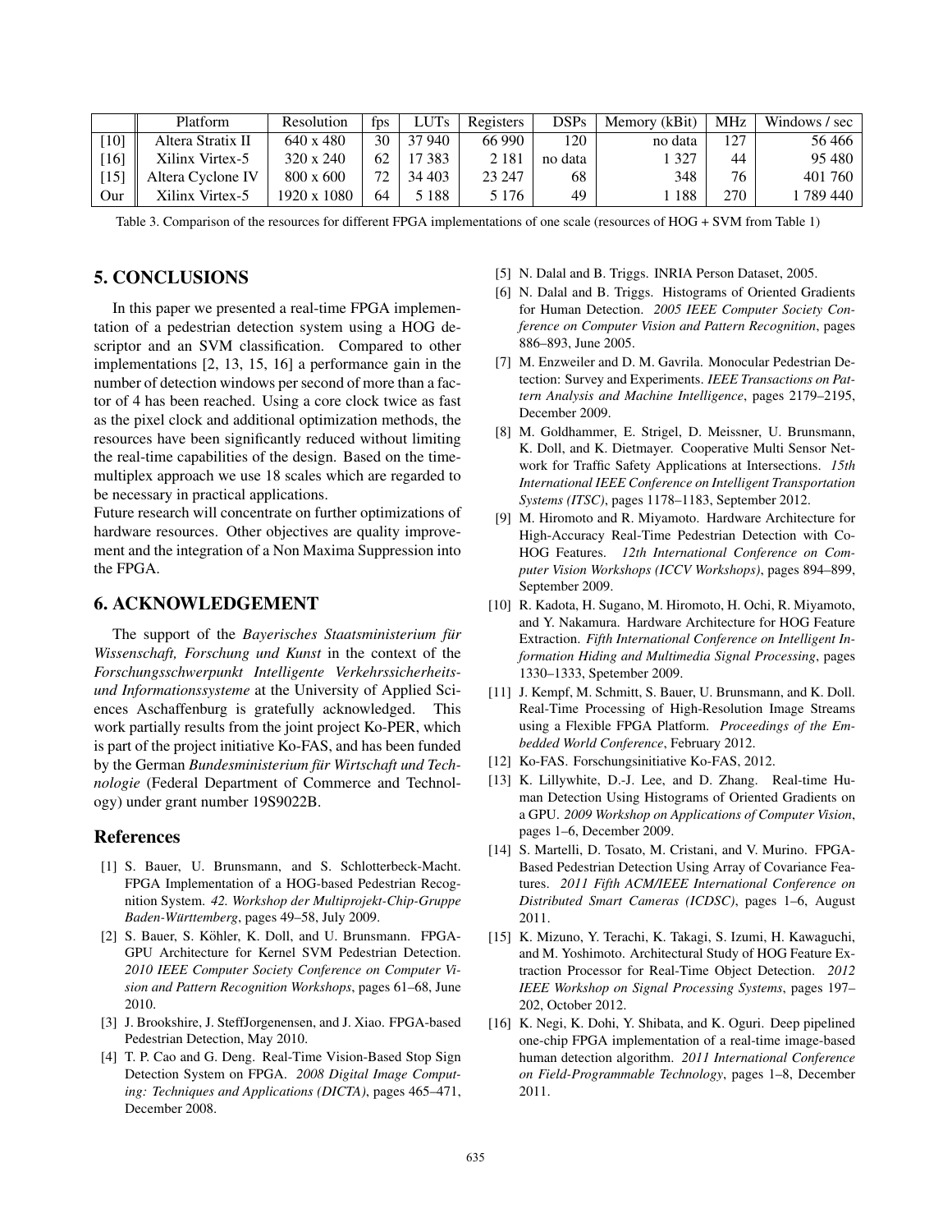| | Platform | Resolution | fps | LUTs | Registers | DSPs | Memory (kBit) | MHz | Windows / sec |
|---|---|---|---|---|---|---|---|---|---|
| [10] | Altera Stratix II | 640 x 480 | 30 | 37 940 | 66 990 | 120 | no data | 127 | 56 466 |
| [16] | Xilinx Virtex-5 | 320 x 240 | 62 | 17 383 | 2 181 | no data | 1 327 | 44 | 95 480 |
| [15] | Altera Cyclone IV | 800 x 600 | 72 | 34 403 | 23 247 | 68 | 348 | 76 | 401 760 |
| Our | Xilinx Virtex-5 | 1920 x 1080 | 64 | 5 188 | 5 176 | 49 | 1 188 | 270 | 1 789 440 |

Table 3. Comparison of the resources for different FPGA implementations of one scale (resources of HOG + SVM from Table 1)

## 5. CONCLUSIONS

In this paper we presented a real-time FPGA implementation of a pedestrian detection system using a HOG descriptor and an SVM classification. Compared to other implementations [2, 13, 15, 16] a performance gain in the number of detection windows per second of more than a factor of 4 has been reached. Using a core clock twice as fast as the pixel clock and additional optimization methods, the resources have been significantly reduced without limiting the real-time capabilities of the design. Based on the time-multiplex approach we use 18 scales which are regarded to be necessary in practical applications.
Future research will concentrate on further optimizations of hardware resources. Other objectives are quality improvement and the integration of a Non Maxima Suppression into the FPGA.

## 6. ACKNOWLEDGEMENT

The support of the *Bayerisches Staatsministerium für Wissenschaft, Forschung und Kunst* in the context of the *Forschungsschwerpunkt Intelligente Verkehrssicherheits- und Informationssysteme* at the University of Applied Sciences Aschaffenburg is gratefully acknowledged. This work partially results from the joint project Ko-PER, which is part of the project initiative Ko-FAS, and has been funded by the German *Bundesministerium für Wirtschaft und Technologie* (Federal Department of Commerce and Technology) under grant number 19S9022B.

## References

- [1] S. Bauer, U. Brunsmann, and S. Schlotterbeck-Macht. FPGA Implementation of a HOG-based Pedestrian Recognition System. *42. Workshop der Multiprojekt-Chip-Gruppe Baden-Württemberg*, pages 49–58, July 2009.
- [2] S. Bauer, S. Köhler, K. Doll, and U. Brunsmann. FPGA-GPU Architecture for Kernel SVM Pedestrian Detection. *2010 IEEE Computer Society Conference on Computer Vision and Pattern Recognition Workshops*, pages 61–68, June 2010.
- [3] J. Brookshire, J. SteffJorgenensen, and J. Xiao. FPGA-based Pedestrian Detection, May 2010.
- [4] T. P. Cao and G. Deng. Real-Time Vision-Based Stop Sign Detection System on FPGA. *2008 Digital Image Computing: Techniques and Applications (DICTA)*, pages 465–471, December 2008.
- [5] N. Dalal and B. Triggs. INRIA Person Dataset, 2005.
- [6] N. Dalal and B. Triggs. Histograms of Oriented Gradients for Human Detection. *2005 IEEE Computer Society Conference on Computer Vision and Pattern Recognition*, pages 886–893, June 2005.
- [7] M. Enzweiler and D. M. Gavrila. Monocular Pedestrian Detection: Survey and Experiments. *IEEE Transactions on Pattern Analysis and Machine Intelligence*, pages 2179–2195, December 2009.
- [8] M. Goldhammer, E. Strigel, D. Meissner, U. Brunsmann, K. Doll, and K. Dietmayer. Cooperative Multi Sensor Network for Traffic Safety Applications at Intersections. *15th International IEEE Conference on Intelligent Transportation Systems (ITSC)*, pages 1178–1183, September 2012.
- [9] M. Hiromoto and R. Miyamoto. Hardware Architecture for High-Accuracy Real-Time Pedestrian Detection with Co-HOG Features. *12th International Conference on Computer Vision Workshops (ICCV Workshops)*, pages 894–899, September 2009.
- [10] R. Kadota, H. Sugano, M. Hiromoto, H. Ochi, R. Miyamoto, and Y. Nakamura. Hardware Architecture for HOG Feature Extraction. *Fifth International Conference on Intelligent Information Hiding and Multimedia Signal Processing*, pages 1330–1333, Spetember 2009.
- [11] J. Kempf, M. Schmitt, S. Bauer, U. Brunsmann, and K. Doll. Real-Time Processing of High-Resolution Image Streams using a Flexible FPGA Platform. *Proceedings of the Embedded World Conference*, February 2012.
- [12] Ko-FAS. Forschungsinitiative Ko-FAS, 2012.
- [13] K. Lillywhite, D.-J. Lee, and D. Zhang. Real-time Human Detection Using Histograms of Oriented Gradients on a GPU. *2009 Workshop on Applications of Computer Vision*, pages 1–6, December 2009.
- [14] S. Martelli, D. Tosato, M. Cristani, and V. Murino. FPGA-Based Pedestrian Detection Using Array of Covariance Features. *2011 Fifth ACM/IEEE International Conference on Distributed Smart Cameras (ICDSC)*, pages 1–6, August 2011.
- [15] K. Mizuno, Y. Terachi, K. Takagi, S. Izumi, H. Kawaguchi, and M. Yoshimoto. Architectural Study of HOG Feature Extraction Processor for Real-Time Object Detection. *2012 IEEE Workshop on Signal Processing Systems*, pages 197–202, October 2012.
- [16] K. Negi, K. Dohi, Y. Shibata, and K. Oguri. Deep pipelined one-chip FPGA implementation of a real-time image-based human detection algorithm. *2011 International Conference on Field-Programmable Technology*, pages 1–8, December 2011.